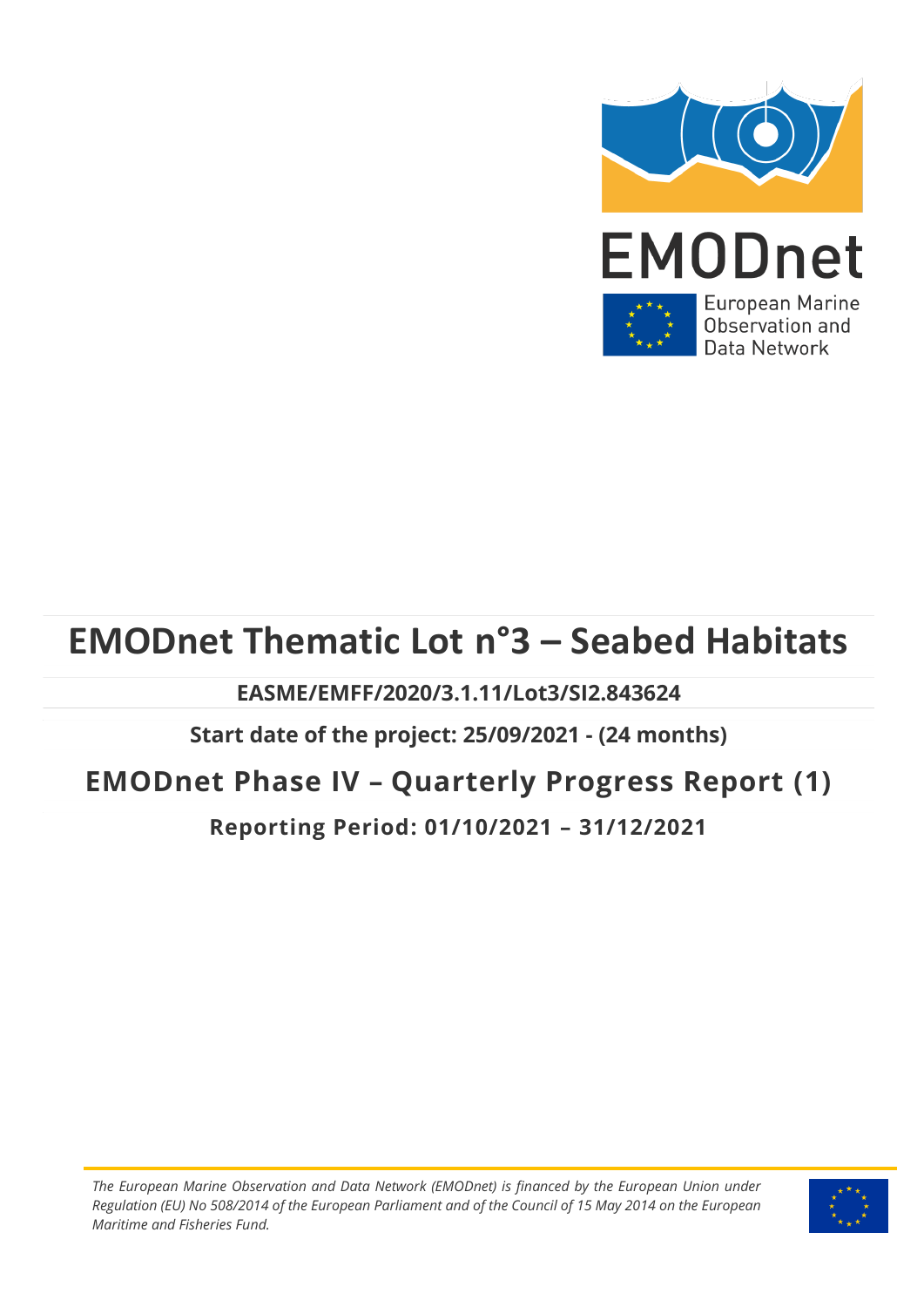EMODnet

European Marine Observation and Data Network

# EMODnet Thematic Lot n°3 – Seabed Habitats

**EASME/EMFF/2020/3.1.11/Lot3/SI2.843624**

**Start date of the project: 25/09/2021 - (24 months)**

## EMODnet Phase IV – Quarterly Progress Report (1)

### Reporting Period: 01/10/2021 – 31/12/2021

*The European Marine Observation and Data Network (EMODnet) is financed by the European Union under Regulation (EU) No 508/2014 of the European Parliament and of the Council of 15 May 2014 on the European Maritime and Fisheries Fund.*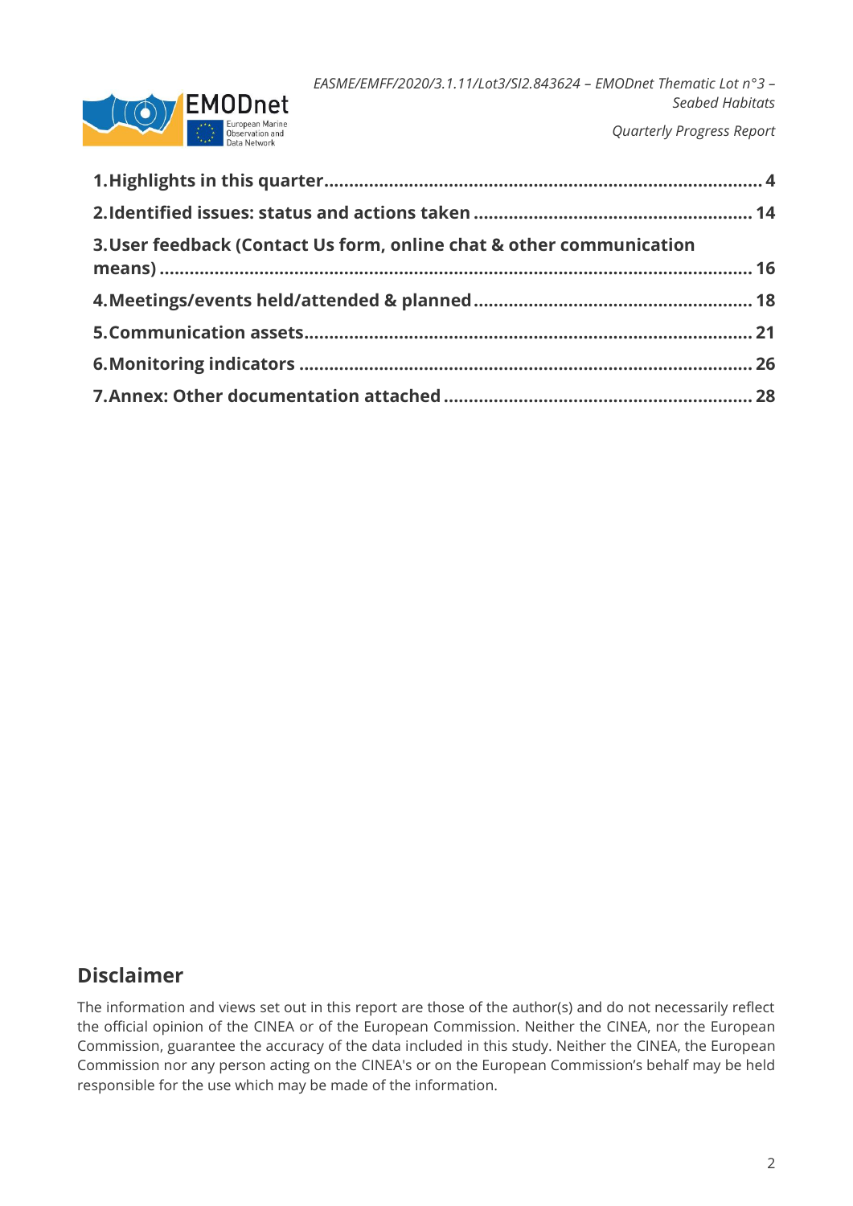**1. Highlights in this quarter ........................................................................................ 4**

**2. Identified issues: status and actions taken ....................................................... 14**

**3. User feedback (Contact Us form, online chat & other communication means) ..................................................................................................................... 16**

**4. Meetings/events held/attended & planned ........................................................ 18**

**5. Communication assets ........................................................................................ 21**

**6. Monitoring indicators .......................................................................................... 26**

**7. Annex: Other documentation attached .............................................................. 28**

## Disclaimer

The information and views set out in this report are those of the author(s) and do not necessarily reflect the official opinion of the CINEA or of the European Commission. Neither the CINEA, nor the European Commission, guarantee the accuracy of the data included in this study. Neither the CINEA, the European Commission nor any person acting on the CINEA's or on the European Commission's behalf may be held responsible for the use which may be made of the information.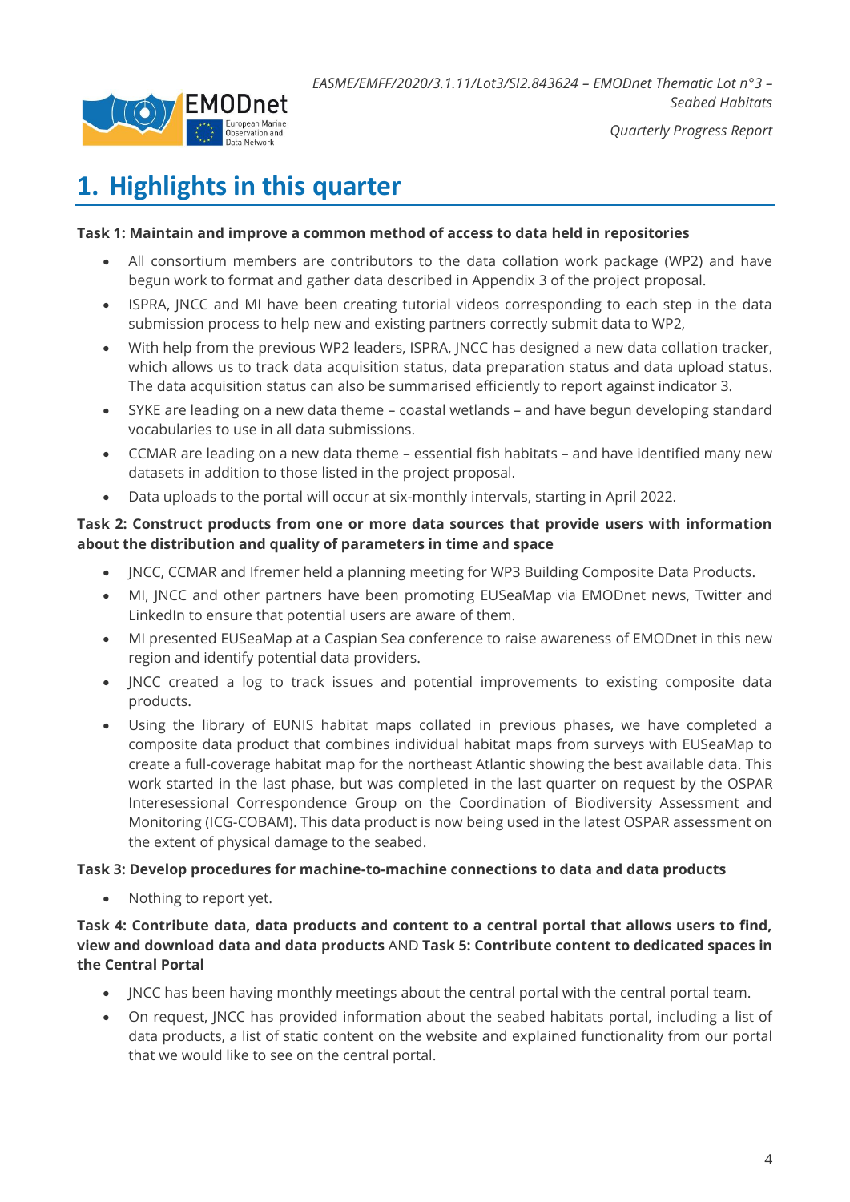# 1. Highlights in this quarter

**Task 1: Maintain and improve a common method of access to data held in repositories**

- All consortium members are contributors to the data collation work package (WP2) and have begun work to format and gather data described in Appendix 3 of the project proposal.
- ISPRA, JNCC and MI have been creating tutorial videos corresponding to each step in the data submission process to help new and existing partners correctly submit data to WP2,
- With help from the previous WP2 leaders, ISPRA, JNCC has designed a new data collation tracker, which allows us to track data acquisition status, data preparation status and data upload status. The data acquisition status can also be summarised efficiently to report against indicator 3.
- SYKE are leading on a new data theme – coastal wetlands – and have begun developing standard vocabularies to use in all data submissions.
- CCMAR are leading on a new data theme – essential fish habitats – and have identified many new datasets in addition to those listed in the project proposal.
- Data uploads to the portal will occur at six-monthly intervals, starting in April 2022.

**Task 2: Construct products from one or more data sources that provide users with information about the distribution and quality of parameters in time and space**

- JNCC, CCMAR and Ifremer held a planning meeting for WP3 Building Composite Data Products.
- MI, JNCC and other partners have been promoting EUSeaMap via EMODnet news, Twitter and LinkedIn to ensure that potential users are aware of them.
- MI presented EUSeaMap at a Caspian Sea conference to raise awareness of EMODnet in this new region and identify potential data providers.
- JNCC created a log to track issues and potential improvements to existing composite data products.
- Using the library of EUNIS habitat maps collated in previous phases, we have completed a composite data product that combines individual habitat maps from surveys with EUSeaMap to create a full-coverage habitat map for the northeast Atlantic showing the best available data. This work started in the last phase, but was completed in the last quarter on request by the OSPAR Interesessional Correspondence Group on the Coordination of Biodiversity Assessment and Monitoring (ICG-COBAM). This data product is now being used in the latest OSPAR assessment on the extent of physical damage to the seabed.

**Task 3: Develop procedures for machine-to-machine connections to data and data products**

- Nothing to report yet.

**Task 4: Contribute data, data products and content to a central portal that allows users to find, view and download data and data products** AND **Task 5: Contribute content to dedicated spaces in the Central Portal**

- JNCC has been having monthly meetings about the central portal with the central portal team.
- On request, JNCC has provided information about the seabed habitats portal, including a list of data products, a list of static content on the website and explained functionality from our portal that we would like to see on the central portal.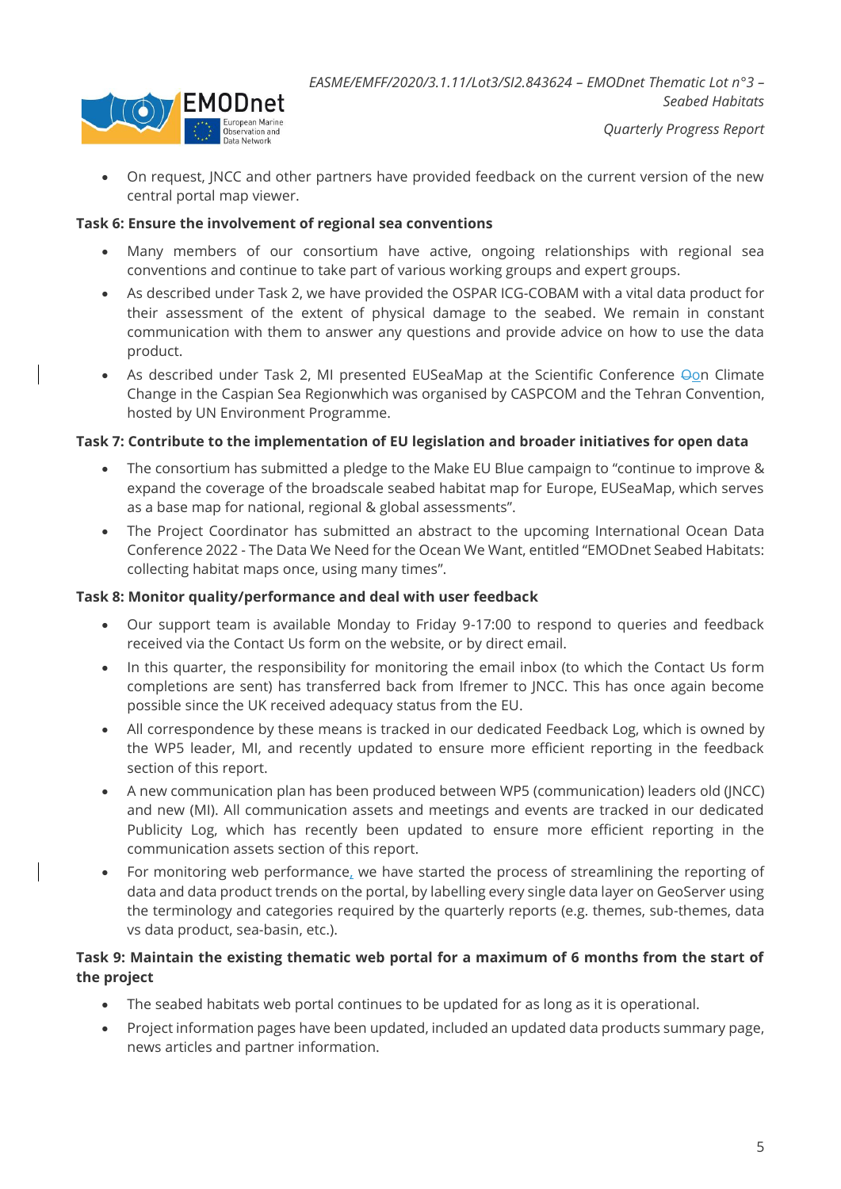- On request, JNCC and other partners have provided feedback on the current version of the new central portal map viewer.

**Task 6: Ensure the involvement of regional sea conventions**

- Many members of our consortium have active, ongoing relationships with regional sea conventions and continue to take part of various working groups and expert groups.
- As described under Task 2, we have provided the OSPAR ICG-COBAM with a vital data product for their assessment of the extent of physical damage to the seabed. We remain in constant communication with them to answer any questions and provide advice on how to use the data product.
- As described under Task 2, MI presented EUSeaMap at the Scientific Conference Oon Climate Change in the Caspian Sea Regionwhich was organised by CASPCOM and the Tehran Convention, hosted by UN Environment Programme.

**Task 7: Contribute to the implementation of EU legislation and broader initiatives for open data**

- The consortium has submitted a pledge to the Make EU Blue campaign to "continue to improve & expand the coverage of the broadscale seabed habitat map for Europe, EUSeaMap, which serves as a base map for national, regional & global assessments".
- The Project Coordinator has submitted an abstract to the upcoming International Ocean Data Conference 2022 - The Data We Need for the Ocean We Want, entitled "EMODnet Seabed Habitats: collecting habitat maps once, using many times".

**Task 8: Monitor quality/performance and deal with user feedback**

- Our support team is available Monday to Friday 9-17:00 to respond to queries and feedback received via the Contact Us form on the website, or by direct email.
- In this quarter, the responsibility for monitoring the email inbox (to which the Contact Us form completions are sent) has transferred back from Ifremer to JNCC. This has once again become possible since the UK received adequacy status from the EU.
- All correspondence by these means is tracked in our dedicated Feedback Log, which is owned by the WP5 leader, MI, and recently updated to ensure more efficient reporting in the feedback section of this report.
- A new communication plan has been produced between WP5 (communication) leaders old (JNCC) and new (MI). All communication assets and meetings and events are tracked in our dedicated Publicity Log, which has recently been updated to ensure more efficient reporting in the communication assets section of this report.
- For monitoring web performance, we have started the process of streamlining the reporting of data and data product trends on the portal, by labelling every single data layer on GeoServer using the terminology and categories required by the quarterly reports (e.g. themes, sub-themes, data vs data product, sea-basin, etc.).

**Task 9: Maintain the existing thematic web portal for a maximum of 6 months from the start of the project**

- The seabed habitats web portal continues to be updated for as long as it is operational.
- Project information pages have been updated, included an updated data products summary page, news articles and partner information.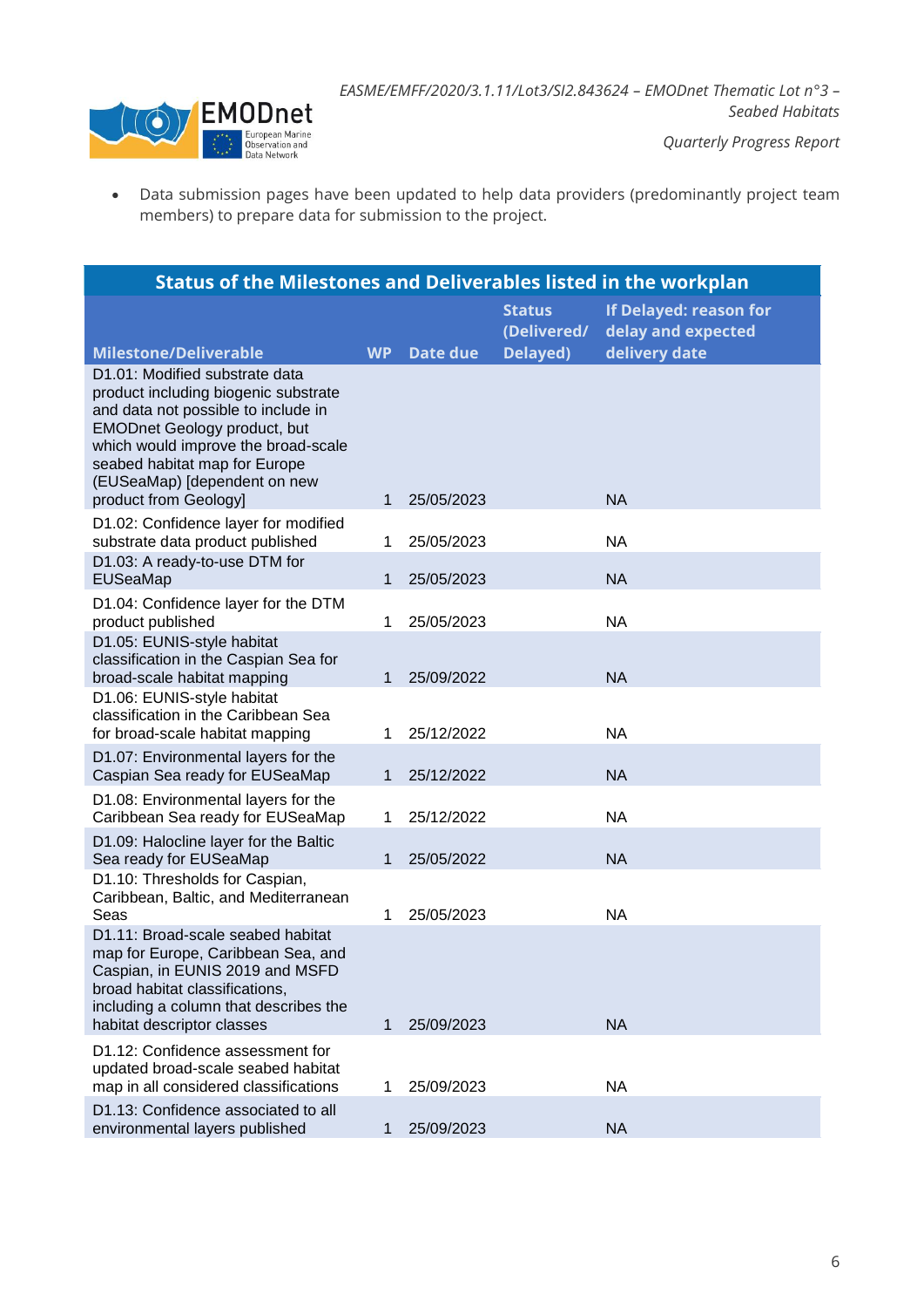- Data submission pages have been updated to help data providers (predominantly project team members) to prepare data for submission to the project.

| Status of the Milestones and Deliverables listed in the workplan | | | | |
|---|---|---|---|---|
| **Milestone/Deliverable** | **WP** | **Date due** | **Status (Delivered/ Delayed)** | **If Delayed: reason for delay and expected delivery date** |
| D1.01: Modified substrate data product including biogenic substrate and data not possible to include in EMODnet Geology product, but which would improve the broad-scale seabed habitat map for Europe (EUSeaMap) [dependent on new product from Geology] | 1 | 25/05/2023 | | NA |
| D1.02: Confidence layer for modified substrate data product published | 1 | 25/05/2023 | | NA |
| D1.03: A ready-to-use DTM for EUSeaMap | 1 | 25/05/2023 | | NA |
| D1.04: Confidence layer for the DTM product published | 1 | 25/05/2023 | | NA |
| D1.05: EUNIS-style habitat classification in the Caspian Sea for broad-scale habitat mapping | 1 | 25/09/2022 | | NA |
| D1.06: EUNIS-style habitat classification in the Caribbean Sea for broad-scale habitat mapping | 1 | 25/12/2022 | | NA |
| D1.07: Environmental layers for the Caspian Sea ready for EUSeaMap | 1 | 25/12/2022 | | NA |
| D1.08: Environmental layers for the Caribbean Sea ready for EUSeaMap | 1 | 25/12/2022 | | NA |
| D1.09: Halocline layer for the Baltic Sea ready for EUSeaMap | 1 | 25/05/2022 | | NA |
| D1.10: Thresholds for Caspian, Caribbean, Baltic, and Mediterranean Seas | 1 | 25/05/2023 | | NA |
| D1.11: Broad-scale seabed habitat map for Europe, Caribbean Sea, and Caspian, in EUNIS 2019 and MSFD broad habitat classifications, including a column that describes the habitat descriptor classes | 1 | 25/09/2023 | | NA |
| D1.12: Confidence assessment for updated broad-scale seabed habitat map in all considered classifications | 1 | 25/09/2023 | | NA |
| D1.13: Confidence associated to all environmental layers published | 1 | 25/09/2023 | | NA |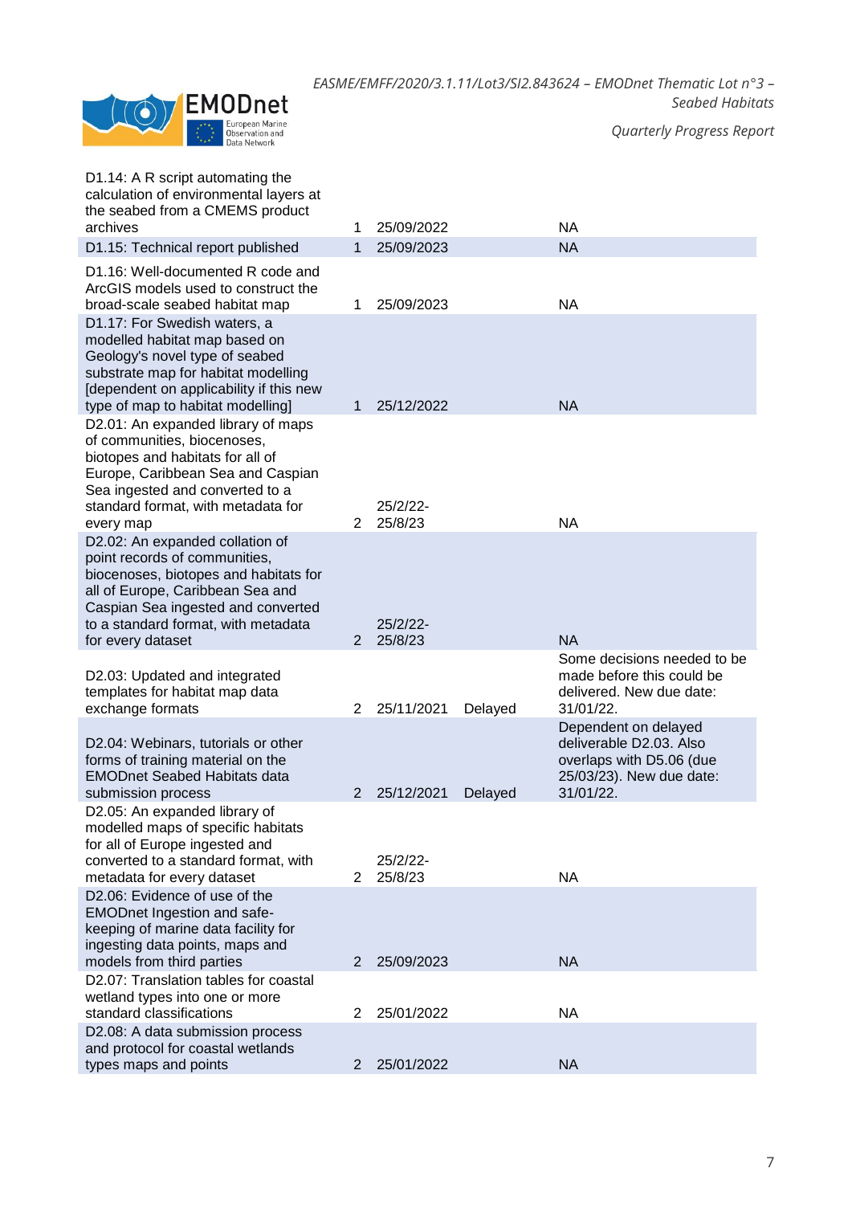| | | | | |
|---|---|---|---|---|
| D1.14: A R script automating the calculation of environmental layers at the seabed from a CMEMS product archives | 1 | 25/09/2022 | | NA |
| D1.15: Technical report published | 1 | 25/09/2023 | | NA |
| D1.16: Well-documented R code and ArcGIS models used to construct the broad-scale seabed habitat map | 1 | 25/09/2023 | | NA |
| D1.17: For Swedish waters, a modelled habitat map based on Geology's novel type of seabed substrate map for habitat modelling [dependent on applicability if this new type of map to habitat modelling] | 1 | 25/12/2022 | | NA |
| D2.01: An expanded library of maps of communities, biocenoses, biotopes and habitats for all of Europe, Caribbean Sea and Caspian Sea ingested and converted to a standard format, with metadata for every map | 2 | 25/2/22-25/8/23 | | NA |
| D2.02: An expanded collation of point records of communities, biocenoses, biotopes and habitats for all of Europe, Caribbean Sea and Caspian Sea ingested and converted to a standard format, with metadata for every dataset | 2 | 25/2/22-25/8/23 | | NA |
| D2.03: Updated and integrated templates for habitat map data exchange formats | 2 | 25/11/2021 | Delayed | Some decisions needed to be made before this could be delivered. New due date: 31/01/22. |
| D2.04: Webinars, tutorials or other forms of training material on the EMODnet Seabed Habitats data submission process | 2 | 25/12/2021 | Delayed | Dependent on delayed deliverable D2.03. Also overlaps with D5.06 (due 25/03/23). New due date: 31/01/22. |
| D2.05: An expanded library of modelled maps of specific habitats for all of Europe ingested and converted to a standard format, with metadata for every dataset | 2 | 25/2/22-25/8/23 | | NA |
| D2.06: Evidence of use of the EMODnet Ingestion and safe-keeping of marine data facility for ingesting data points, maps and models from third parties | 2 | 25/09/2023 | | NA |
| D2.07: Translation tables for coastal wetland types into one or more standard classifications | 2 | 25/01/2022 | | NA |
| D2.08: A data submission process and protocol for coastal wetlands types maps and points | 2 | 25/01/2022 | | NA |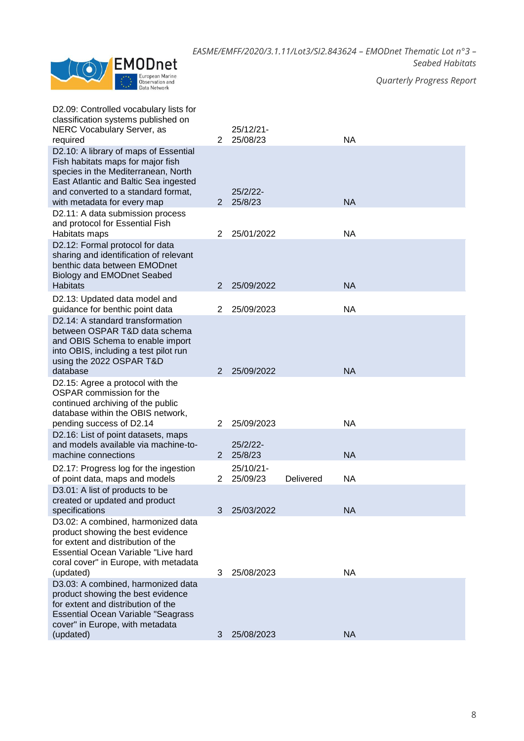| | | | | |
|---|---|---|---|---|
| D2.09: Controlled vocabulary lists for classification systems published on NERC Vocabulary Server, as required | 2 | 25/12/21-25/08/23 | | NA |
| D2.10: A library of maps of Essential Fish habitats maps for major fish species in the Mediterranean, North East Atlantic and Baltic Sea ingested and converted to a standard format, with metadata for every map | 2 | 25/2/22-25/8/23 | | NA |
| D2.11: A data submission process and protocol for Essential Fish Habitats maps | 2 | 25/01/2022 | | NA |
| D2.12: Formal protocol for data sharing and identification of relevant benthic data between EMODnet Biology and EMODnet Seabed Habitats | 2 | 25/09/2022 | | NA |
| D2.13: Updated data model and guidance for benthic point data | 2 | 25/09/2023 | | NA |
| D2.14: A standard transformation between OSPAR T&D data schema and OBIS Schema to enable import into OBIS, including a test pilot run using the 2022 OSPAR T&D database | 2 | 25/09/2022 | | NA |
| D2.15: Agree a protocol with the OSPAR commission for the continued archiving of the public database within the OBIS network, pending success of D2.14 | 2 | 25/09/2023 | | NA |
| D2.16: List of point datasets, maps and models available via machine-to-machine connections | 2 | 25/2/22-25/8/23 | | NA |
| D2.17: Progress log for the ingestion of point data, maps and models | 2 | 25/10/21-25/09/23 | Delivered | NA |
| D3.01: A list of products to be created or updated and product specifications | 3 | 25/03/2022 | | NA |
| D3.02: A combined, harmonized data product showing the best evidence for extent and distribution of the Essential Ocean Variable "Live hard coral cover" in Europe, with metadata (updated) | 3 | 25/08/2023 | | NA |
| D3.03: A combined, harmonized data product showing the best evidence for extent and distribution of the Essential Ocean Variable "Seagrass cover" in Europe, with metadata (updated) | 3 | 25/08/2023 | | NA |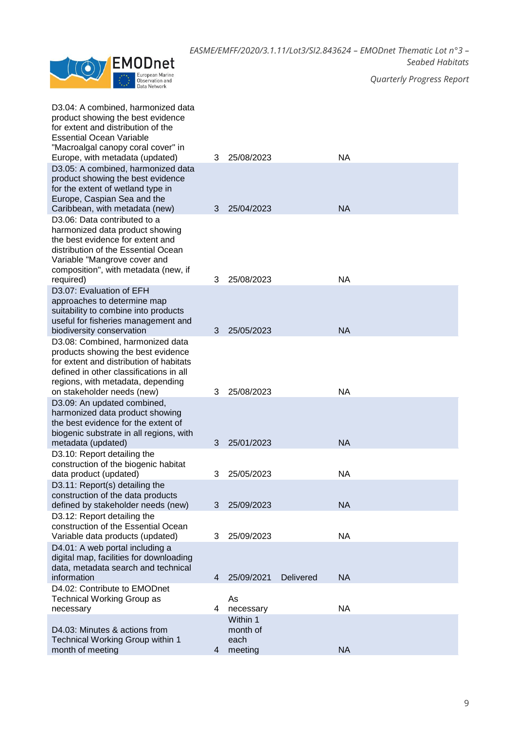| | | | | |
|---|---|---|---|---|
| D3.04: A combined, harmonized data product showing the best evidence for extent and distribution of the Essential Ocean Variable "Macroalgal canopy coral cover" in Europe, with metadata (updated) | 3 | 25/08/2023 | | NA |
| D3.05: A combined, harmonized data product showing the best evidence for the extent of wetland type in Europe, Caspian Sea and the Caribbean, with metadata (new) | 3 | 25/04/2023 | | NA |
| D3.06: Data contributed to a harmonized data product showing the best evidence for extent and distribution of the Essential Ocean Variable "Mangrove cover and composition", with metadata (new, if required) | 3 | 25/08/2023 | | NA |
| D3.07: Evaluation of EFH approaches to determine map suitability to combine into products useful for fisheries management and biodiversity conservation | 3 | 25/05/2023 | | NA |
| D3.08: Combined, harmonized data products showing the best evidence for extent and distribution of habitats defined in other classifications in all regions, with metadata, depending on stakeholder needs (new) | 3 | 25/08/2023 | | NA |
| D3.09: An updated combined, harmonized data product showing the best evidence for the extent of biogenic substrate in all regions, with metadata (updated) | 3 | 25/01/2023 | | NA |
| D3.10: Report detailing the construction of the biogenic habitat data product (updated) | 3 | 25/05/2023 | | NA |
| D3.11: Report(s) detailing the construction of the data products defined by stakeholder needs (new) | 3 | 25/09/2023 | | NA |
| D3.12: Report detailing the construction of the Essential Ocean Variable data products (updated) | 3 | 25/09/2023 | | NA |
| D4.01: A web portal including a digital map, facilities for downloading data, metadata search and technical information | 4 | 25/09/2021 | Delivered | NA |
| D4.02: Contribute to EMODnet Technical Working Group as necessary | 4 | As necessary | | NA |
| D4.03: Minutes & actions from Technical Working Group within 1 month of meeting | 4 | Within 1 month of each meeting | | NA |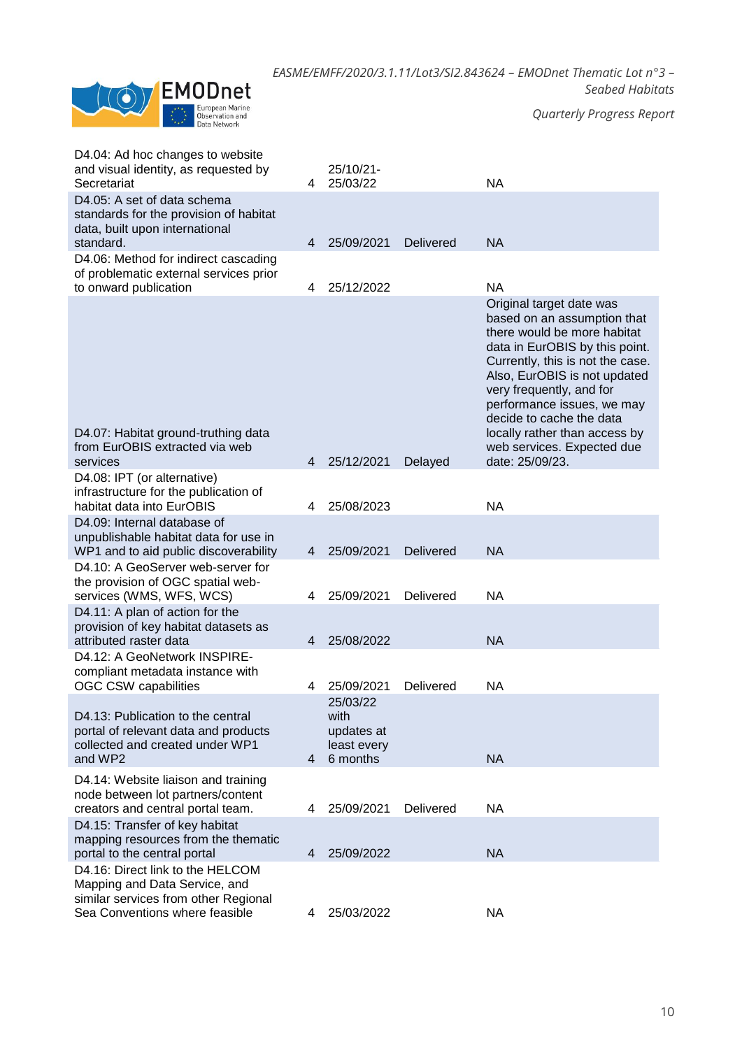| | | | | |
|---|---|---|---|---|
| D4.04: Ad hoc changes to website and visual identity, as requested by Secretariat | 4 | 25/10/21-25/03/22 | | NA |
| D4.05: A set of data schema standards for the provision of habitat data, built upon international standard. | 4 | 25/09/2021 | Delivered | NA |
| D4.06: Method for indirect cascading of problematic external services prior to onward publication | 4 | 25/12/2022 | | NA |
| D4.07: Habitat ground-truthing data from EurOBIS extracted via web services | 4 | 25/12/2021 | Delayed | Original target date was based on an assumption that there would be more habitat data in EurOBIS by this point. Currently, this is not the case. Also, EurOBIS is not updated very frequently, and for performance issues, we may decide to cache the data locally rather than access by web services. Expected due date: 25/09/23. |
| D4.08: IPT (or alternative) infrastructure for the publication of habitat data into EurOBIS | 4 | 25/08/2023 | | NA |
| D4.09: Internal database of unpublishable habitat data for use in WP1 and to aid public discoverability | 4 | 25/09/2021 | Delivered | NA |
| D4.10: A GeoServer web-server for the provision of OGC spatial web-services (WMS, WFS, WCS) | 4 | 25/09/2021 | Delivered | NA |
| D4.11: A plan of action for the provision of key habitat datasets as attributed raster data | 4 | 25/08/2022 | | NA |
| D4.12: A GeoNetwork INSPIRE-compliant metadata instance with OGC CSW capabilities | 4 | 25/09/2021 | Delivered | NA |
| D4.13: Publication to the central portal of relevant data and products collected and created under WP1 and WP2 | 4 | 25/03/22 with updates at least every 6 months | | NA |
| D4.14: Website liaison and training node between lot partners/content creators and central portal team. | 4 | 25/09/2021 | Delivered | NA |
| D4.15: Transfer of key habitat mapping resources from the thematic portal to the central portal | 4 | 25/09/2022 | | NA |
| D4.16: Direct link to the HELCOM Mapping and Data Service, and similar services from other Regional Sea Conventions where feasible | 4 | 25/03/2022 | | NA |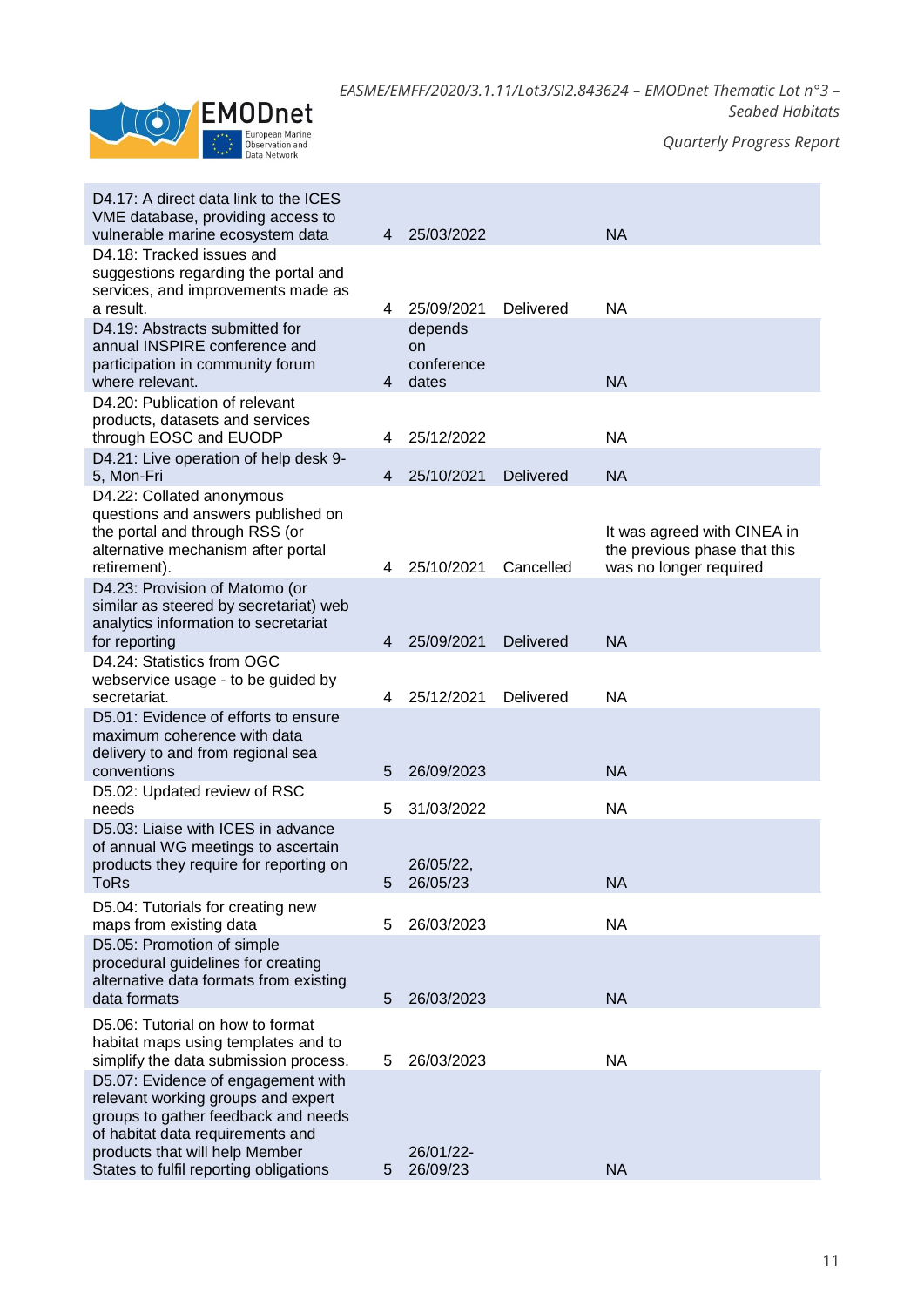| | | | | |
|---|---|---|---|---|
| D4.17: A direct data link to the ICES VME database, providing access to vulnerable marine ecosystem data | 4 | 25/03/2022 | | NA |
| D4.18: Tracked issues and suggestions regarding the portal and services, and improvements made as a result. | 4 | 25/09/2021 | Delivered | NA |
| D4.19: Abstracts submitted for annual INSPIRE conference and participation in community forum where relevant. | 4 | depends on conference dates | | NA |
| D4.20: Publication of relevant products, datasets and services through EOSC and EUODP | 4 | 25/12/2022 | | NA |
| D4.21: Live operation of help desk 9-5, Mon-Fri | 4 | 25/10/2021 | Delivered | NA |
| D4.22: Collated anonymous questions and answers published on the portal and through RSS (or alternative mechanism after portal retirement). | 4 | 25/10/2021 | Cancelled | It was agreed with CINEA in the previous phase that this was no longer required |
| D4.23: Provision of Matomo (or similar as steered by secretariat) web analytics information to secretariat for reporting | 4 | 25/09/2021 | Delivered | NA |
| D4.24: Statistics from OGC webservice usage - to be guided by secretariat. | 4 | 25/12/2021 | Delivered | NA |
| D5.01: Evidence of efforts to ensure maximum coherence with data delivery to and from regional sea conventions | 5 | 26/09/2023 | | NA |
| D5.02: Updated review of RSC needs | 5 | 31/03/2022 | | NA |
| D5.03: Liaise with ICES in advance of annual WG meetings to ascertain products they require for reporting on ToRs | 5 | 26/05/22, 26/05/23 | | NA |
| D5.04: Tutorials for creating new maps from existing data | 5 | 26/03/2023 | | NA |
| D5.05: Promotion of simple procedural guidelines for creating alternative data formats from existing data formats | 5 | 26/03/2023 | | NA |
| D5.06: Tutorial on how to format habitat maps using templates and to simplify the data submission process. | 5 | 26/03/2023 | | NA |
| D5.07: Evidence of engagement with relevant working groups and expert groups to gather feedback and needs of habitat data requirements and products that will help Member States to fulfil reporting obligations | 5 | 26/01/22-26/09/23 | | NA |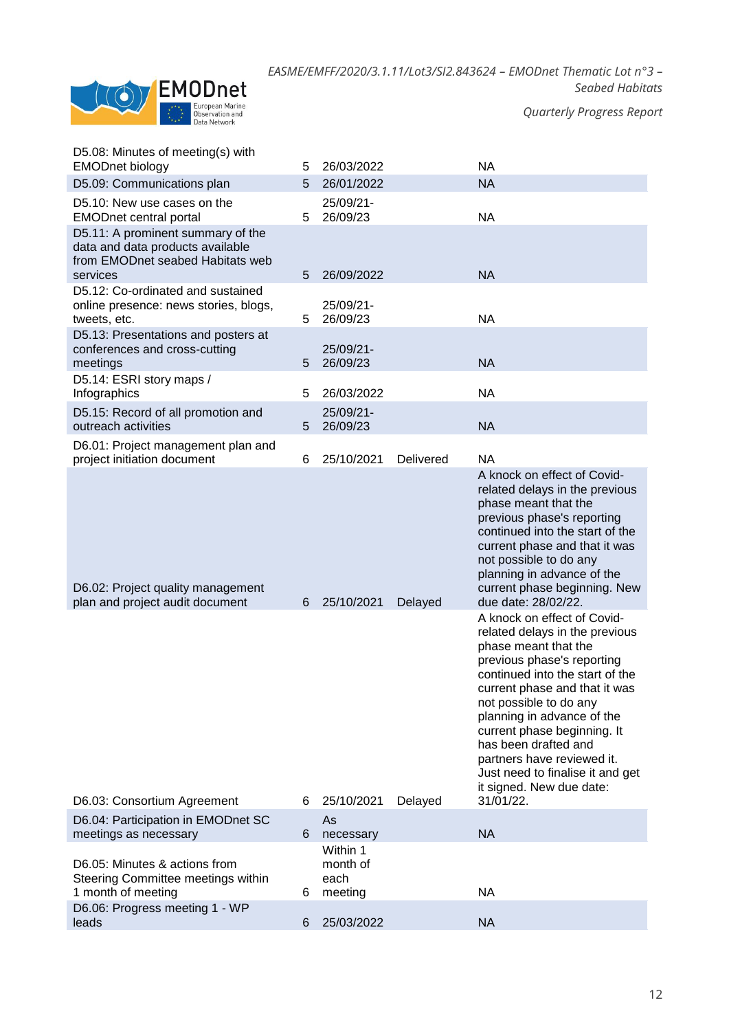| | | | | |
|---|---|---|---|---|
| D5.08: Minutes of meeting(s) with EMODnet biology | 5 | 26/03/2022 | | NA |
| D5.09: Communications plan | 5 | 26/01/2022 | | NA |
| D5.10: New use cases on the EMODnet central portal | 5 | 25/09/21-26/09/23 | | NA |
| D5.11: A prominent summary of the data and data products available from EMODnet seabed Habitats web services | 5 | 26/09/2022 | | NA |
| D5.12: Co-ordinated and sustained online presence: news stories, blogs, tweets, etc. | 5 | 25/09/21-26/09/23 | | NA |
| D5.13: Presentations and posters at conferences and cross-cutting meetings | 5 | 25/09/21-26/09/23 | | NA |
| D5.14: ESRI story maps / Infographics | 5 | 26/03/2022 | | NA |
| D5.15: Record of all promotion and outreach activities | 5 | 25/09/21-26/09/23 | | NA |
| D6.01: Project management plan and project initiation document | 6 | 25/10/2021 | Delivered | NA |
| D6.02: Project quality management plan and project audit document | 6 | 25/10/2021 | Delayed | A knock on effect of Covid-related delays in the previous phase meant that the previous phase's reporting continued into the start of the current phase and that it was not possible to do any planning in advance of the current phase beginning. New due date: 28/02/22. |
| D6.03: Consortium Agreement | 6 | 25/10/2021 | Delayed | A knock on effect of Covid-related delays in the previous phase meant that the previous phase's reporting continued into the start of the current phase and that it was not possible to do any planning in advance of the current phase beginning. It has been drafted and partners have reviewed it. Just need to finalise it and get it signed. New due date: 31/01/22. |
| D6.04: Participation in EMODnet SC meetings as necessary | 6 | As necessary | | NA |
| D6.05: Minutes & actions from Steering Committee meetings within 1 month of meeting | 6 | Within 1 month of each meeting | | NA |
| D6.06: Progress meeting 1 - WP leads | 6 | 25/03/2022 | | NA |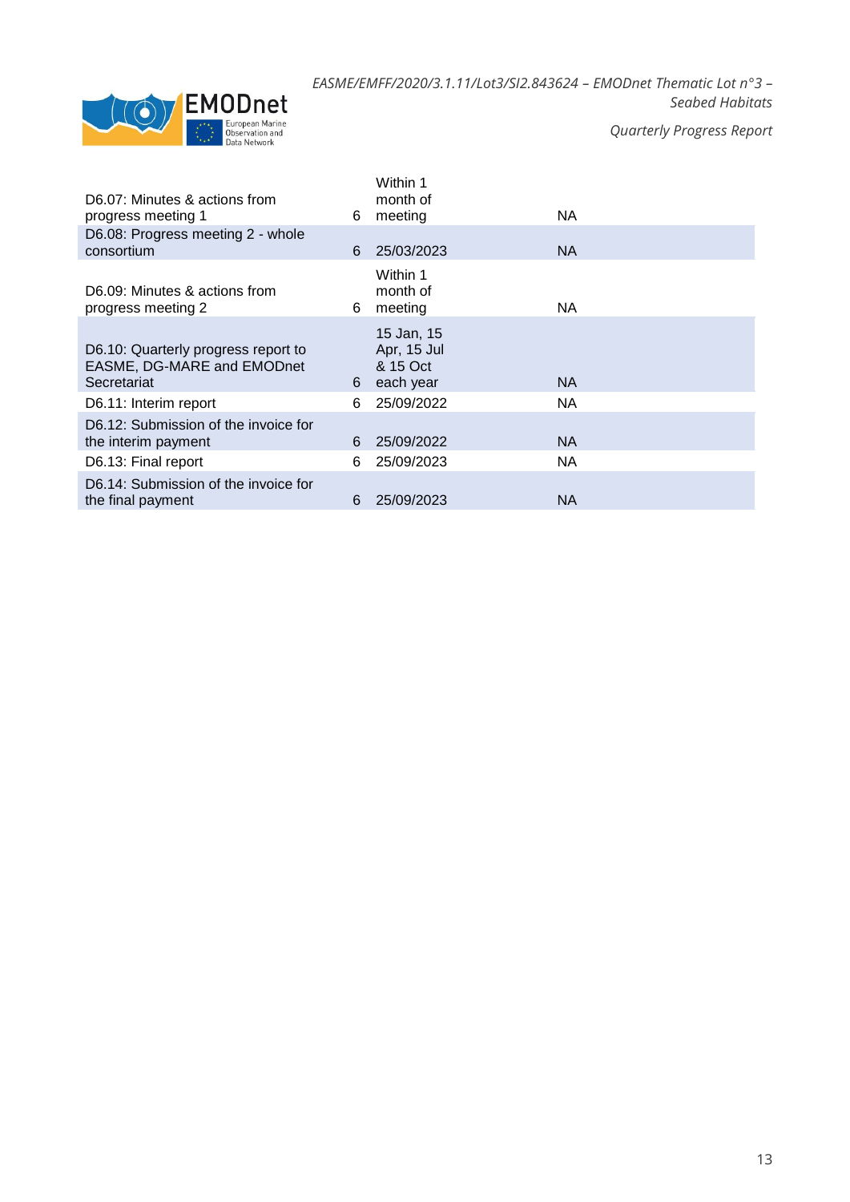| | | | |
|---|---|---|---|
| D6.07: Minutes & actions from progress meeting 1 | 6 | Within 1 month of meeting | NA |
| D6.08: Progress meeting 2 - whole consortium | 6 | 25/03/2023 | NA |
| D6.09: Minutes & actions from progress meeting 2 | 6 | Within 1 month of meeting | NA |
| D6.10: Quarterly progress report to EASME, DG-MARE and EMODnet Secretariat | 6 | 15 Jan, 15 Apr, 15 Jul & 15 Oct each year | NA |
| D6.11: Interim report | 6 | 25/09/2022 | NA |
| D6.12: Submission of the invoice for the interim payment | 6 | 25/09/2022 | NA |
| D6.13: Final report | 6 | 25/09/2023 | NA |
| D6.14: Submission of the invoice for the final payment | 6 | 25/09/2023 | NA |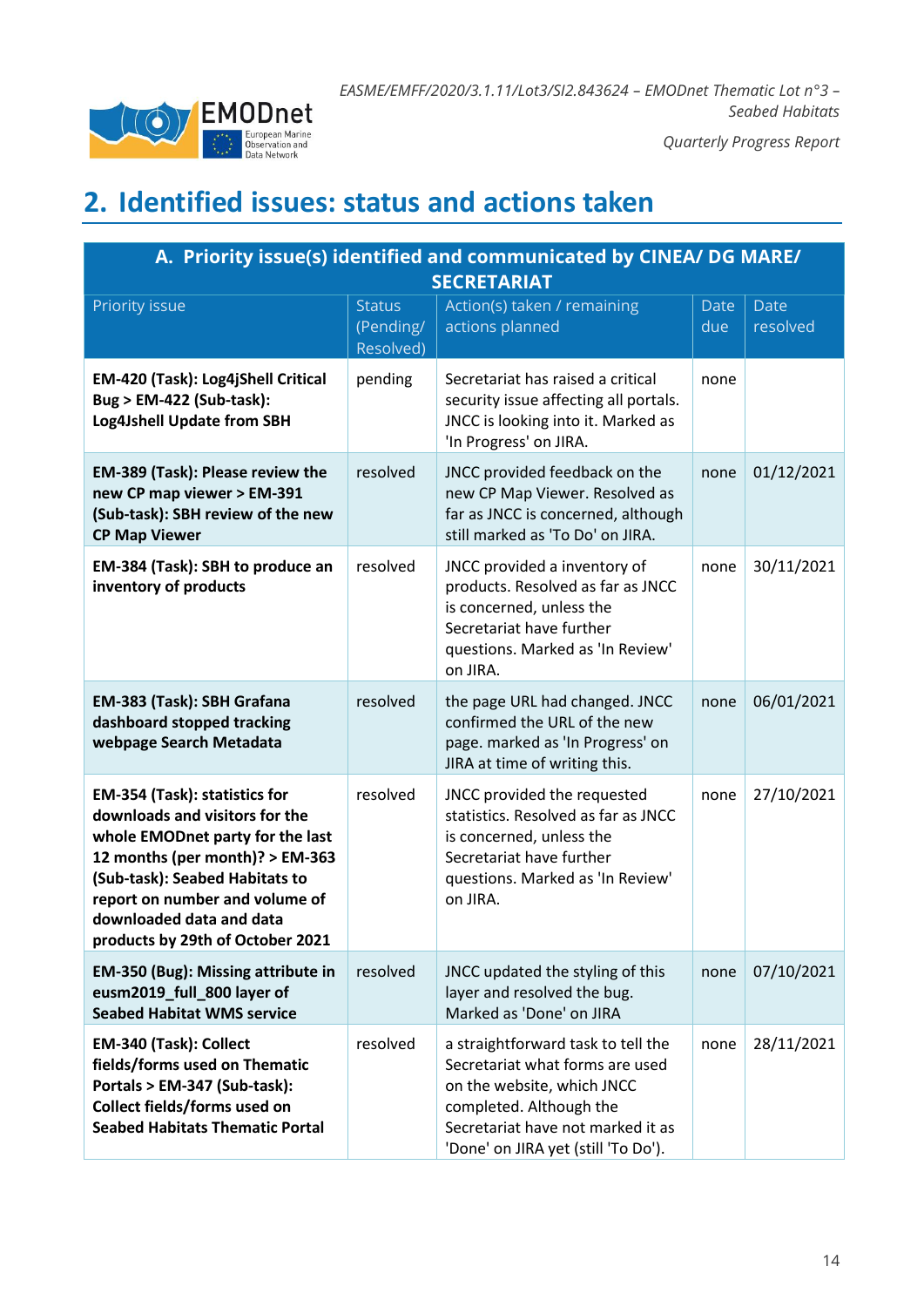## 2. Identified issues: status and actions taken

| A. Priority issue(s) identified and communicated by CINEA/ DG MARE/ SECRETARIAT | | | | |
|---|---|---|---|---|
| Priority issue | Status (Pending/ Resolved) | Action(s) taken / remaining actions planned | Date due | Date resolved |
| **EM-420 (Task): Log4jShell Critical Bug > EM-422 (Sub-task): Log4Jshell Update from SBH** | pending | Secretariat has raised a critical security issue affecting all portals. JNCC is looking into it. Marked as 'In Progress' on JIRA. | none | |
| **EM-389 (Task): Please review the new CP map viewer > EM-391 (Sub-task): SBH review of the new CP Map Viewer** | resolved | JNCC provided feedback on the new CP Map Viewer. Resolved as far as JNCC is concerned, although still marked as 'To Do' on JIRA. | none | 01/12/2021 |
| **EM-384 (Task): SBH to produce an inventory of products** | resolved | JNCC provided a inventory of products. Resolved as far as JNCC is concerned, unless the Secretariat have further questions. Marked as 'In Review' on JIRA. | none | 30/11/2021 |
| **EM-383 (Task): SBH Grafana dashboard stopped tracking webpage Search Metadata** | resolved | the page URL had changed. JNCC confirmed the URL of the new page. marked as 'In Progress' on JIRA at time of writing this. | none | 06/01/2021 |
| **EM-354 (Task): statistics for downloads and visitors for the whole EMODnet party for the last 12 months (per month)? > EM-363 (Sub-task): Seabed Habitats to report on number and volume of downloaded data and data products by 29th of October 2021** | resolved | JNCC provided the requested statistics. Resolved as far as JNCC is concerned, unless the Secretariat have further questions. Marked as 'In Review' on JIRA. | none | 27/10/2021 |
| **EM-350 (Bug): Missing attribute in eusm2019_full_800 layer of Seabed Habitat WMS service** | resolved | JNCC updated the styling of this layer and resolved the bug. Marked as 'Done' on JIRA | none | 07/10/2021 |
| **EM-340 (Task): Collect fields/forms used on Thematic Portals > EM-347 (Sub-task): Collect fields/forms used on Seabed Habitats Thematic Portal** | resolved | a straightforward task to tell the Secretariat what forms are used on the website, which JNCC completed. Although the Secretariat have not marked it as 'Done' on JIRA yet (still 'To Do'). | none | 28/11/2021 |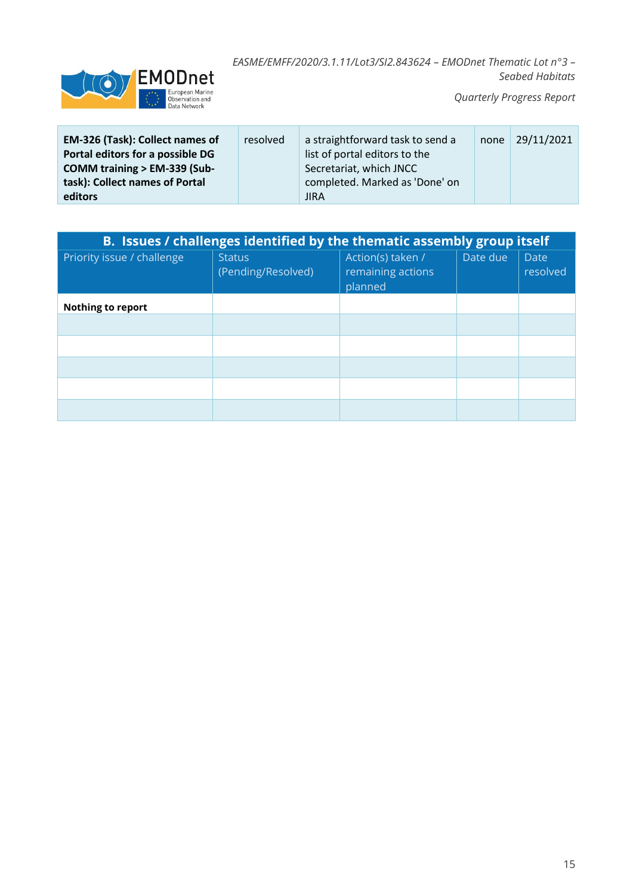| **EM-326 (Task): Collect names of Portal editors for a possible DG COMM training > EM-339 (Sub-task): Collect names of Portal editors** | resolved | a straightforward task to send a list of portal editors to the Secretariat, which JNCC completed. Marked as 'Done' on JIRA | none | 29/11/2021 |
|---|---|---|---|---|

| **B. Issues / challenges identified by the thematic assembly group itself** | | | | |
|---|---|---|---|---|
| Priority issue / challenge | Status (Pending/Resolved) | Action(s) taken / remaining actions planned | Date due | Date resolved |
| **Nothing to report** | | | | |
| | | | | |
| | | | | |
| | | | | |
| | | | | |
| | | | | |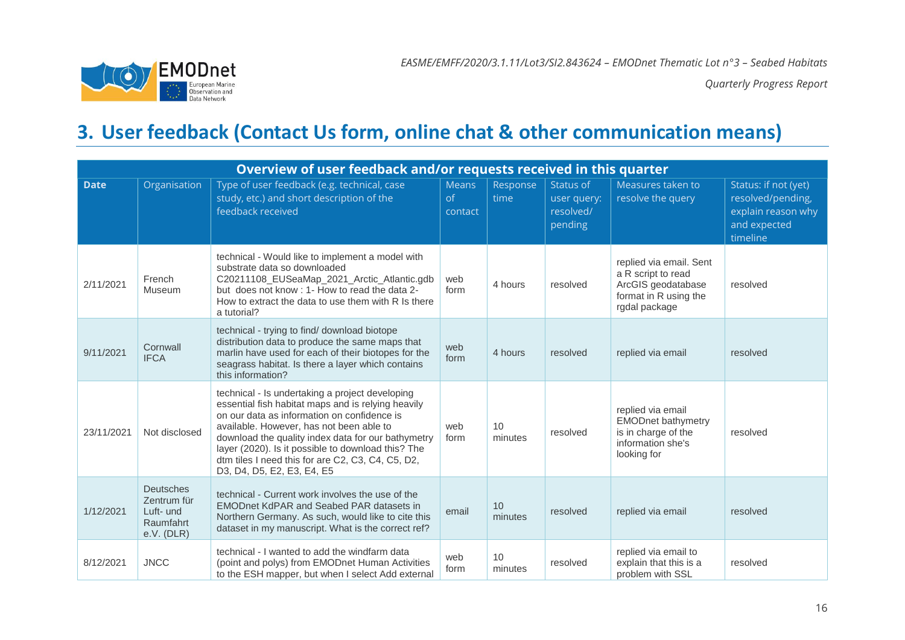# 3. User feedback (Contact Us form, online chat & other communication means)

| Overview of user feedback and/or requests received in this quarter | | | | | | | |
|---|---|---|---|---|---|---|---|
| **Date** | Organisation | Type of user feedback (e.g. technical, case study, etc.) and short description of the feedback received | Means of contact | Response time | Status of user query: resolved/ pending | Measures taken to resolve the query | Status: if not (yet) resolved/pending, explain reason why and expected timeline |
| 2/11/2021 | French Museum | technical - Would like to implement a model with substrate data so downloaded C20211108_EUSeaMap_2021_Arctic_Atlantic.gdb but does not know : 1- How to read the data 2- How to extract the data to use them with R Is there a tutorial? | web form | 4 hours | resolved | replied via email. Sent a R script to read ArcGIS geodatabase format in R using the rgdal package | resolved |
| 9/11/2021 | Cornwall IFCA | technical - trying to find/ download biotope distribution data to produce the same maps that marlin have used for each of their biotopes for the seagrass habitat. Is there a layer which contains this information? | web form | 4 hours | resolved | replied via email | resolved |
| 23/11/2021 | Not disclosed | technical - Is undertaking a project developing essential fish habitat maps and is relying heavily on our data as information on confidence is available. However, has not been able to download the quality index data for our bathymetry layer (2020). Is it possible to download this? The dtm tiles I need this for are C2, C3, C4, C5, D2, D3, D4, D5, E2, E3, E4, E5 | web form | 10 minutes | resolved | replied via email EMODnet bathymetry is in charge of the information she's looking for | resolved |
| 1/12/2021 | Deutsches Zentrum für Luft- und Raumfahrt e.V. (DLR) | technical - Current work involves the use of the EMODnet KdPAR and Seabed PAR datasets in Northern Germany. As such, would like to cite this dataset in my manuscript. What is the correct ref? | email | 10 minutes | resolved | replied via email | resolved |
| 8/12/2021 | JNCC | technical - I wanted to add the windfarm data (point and polys) from EMODnet Human Activities to the ESH mapper, but when I select Add external | web form | 10 minutes | resolved | replied via email to explain that this is a problem with SSL | resolved |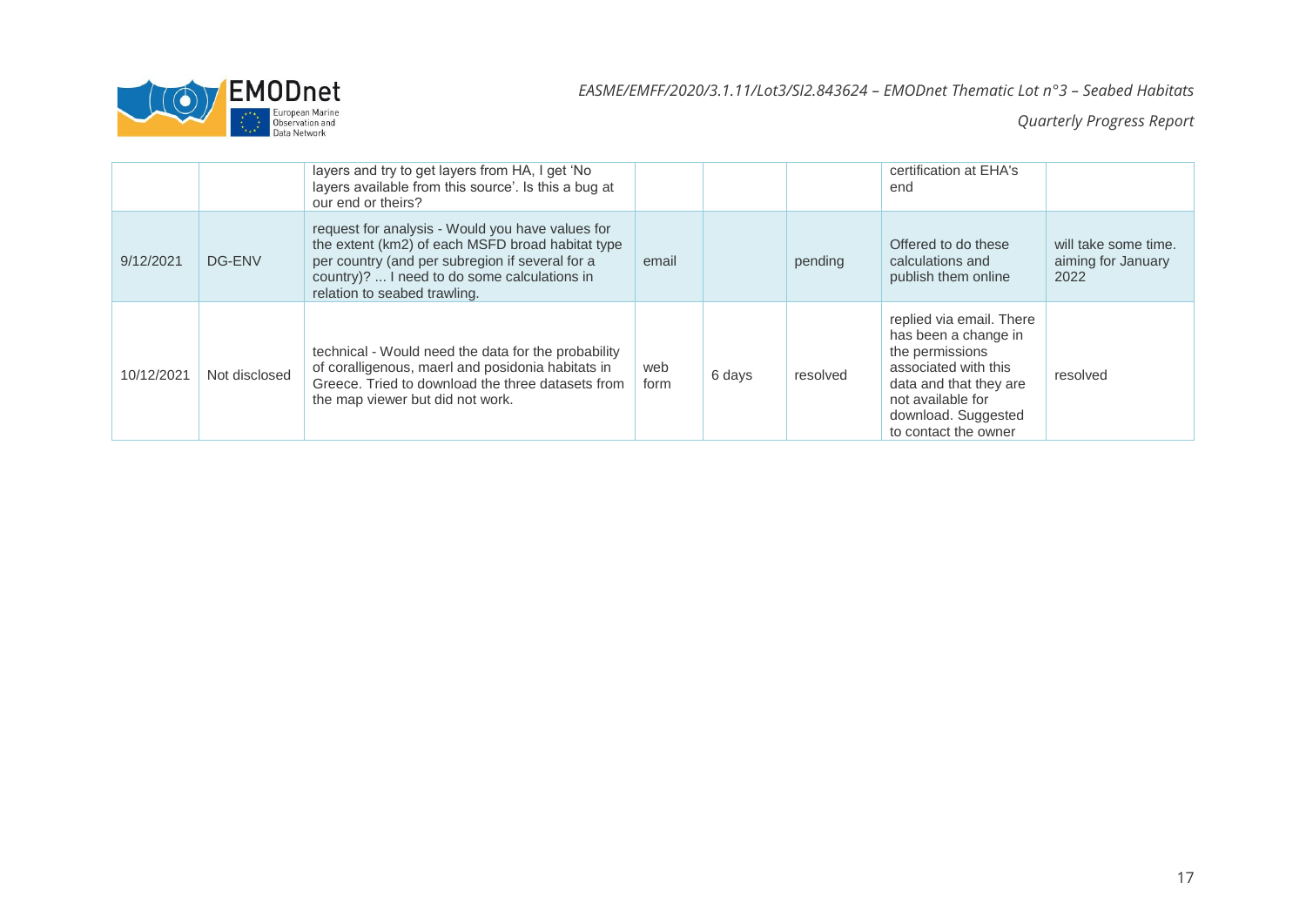| | | layers and try to get layers from HA, I get 'No layers available from this source'. Is this a bug at our end or theirs? | | | | certification at EHA's end | |
|---|---|---|---|---|---|---|---|
| 9/12/2021 | DG-ENV | request for analysis - Would you have values for the extent (km2) of each MSFD broad habitat type per country (and per subregion if several for a country)? ... I need to do some calculations in relation to seabed trawling. | email | | pending | Offered to do these calculations and publish them online | will take some time. aiming for January 2022 |
| 10/12/2021 | Not disclosed | technical - Would need the data for the probability of coralligenous, maerl and posidonia habitats in Greece. Tried to download the three datasets from the map viewer but did not work. | web form | 6 days | resolved | replied via email. There has been a change in the permissions associated with this data and that they are not available for download. Suggested to contact the owner | resolved |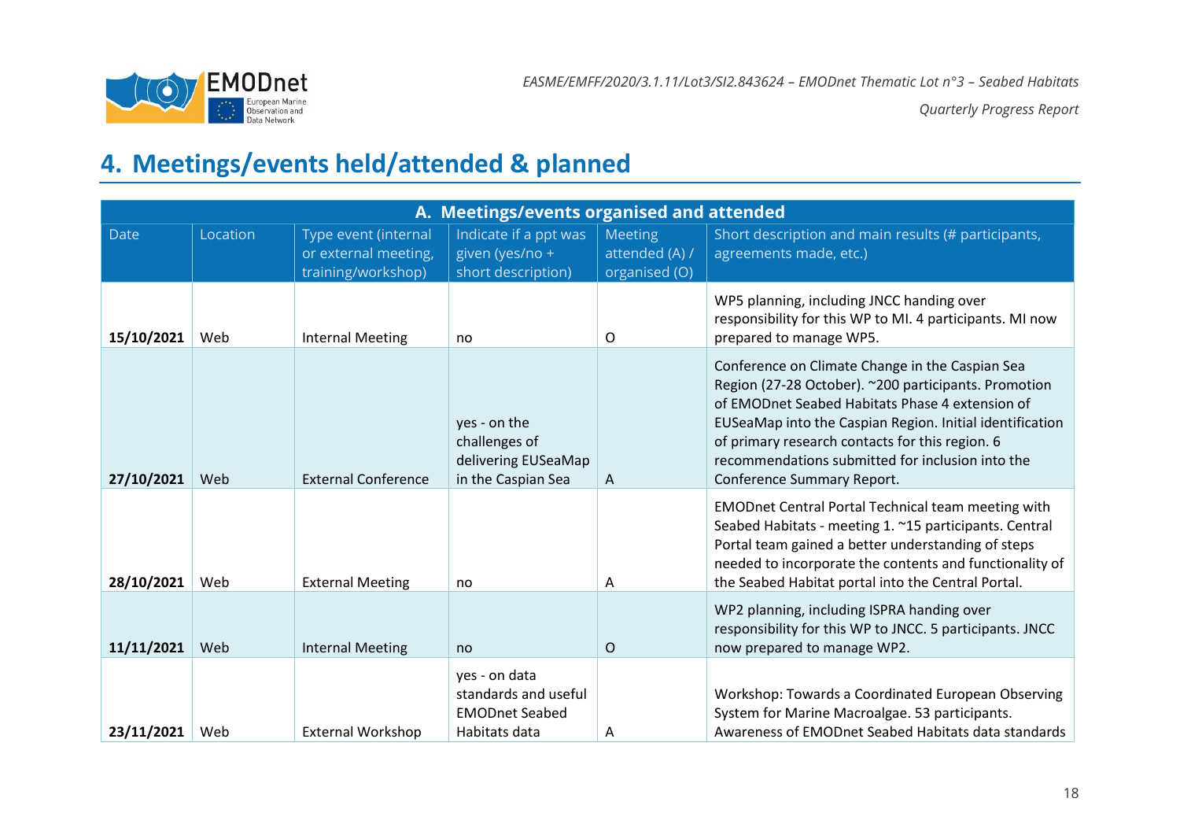## 4. Meetings/events held/attended & planned

| A. Meetings/events organised and attended | | | | | |
|---|---|---|---|---|---|
| Date | Location | Type event (internal or external meeting, training/workshop) | Indicate if a ppt was given (yes/no + short description) | Meeting attended (A) / organised (O) | Short description and main results (# participants, agreements made, etc.) |
| **15/10/2021** | Web | Internal Meeting | no | O | WP5 planning, including JNCC handing over responsibility for this WP to MI. 4 participants. MI now prepared to manage WP5. |
| **27/10/2021** | Web | External Conference | yes - on the challenges of delivering EUSeaMap in the Caspian Sea | A | Conference on Climate Change in the Caspian Sea Region (27-28 October). ~200 participants. Promotion of EMODnet Seabed Habitats Phase 4 extension of EUSeaMap into the Caspian Region. Initial identification of primary research contacts for this region. 6 recommendations submitted for inclusion into the Conference Summary Report. |
| **28/10/2021** | Web | External Meeting | no | A | EMODnet Central Portal Technical team meeting with Seabed Habitats - meeting 1. ~15 participants. Central Portal team gained a better understanding of steps needed to incorporate the contents and functionality of the Seabed Habitat portal into the Central Portal. |
| **11/11/2021** | Web | Internal Meeting | no | O | WP2 planning, including ISPRA handing over responsibility for this WP to JNCC. 5 participants. JNCC now prepared to manage WP2. |
| **23/11/2021** | Web | External Workshop | yes - on data standards and useful EMODnet Seabed Habitats data | A | Workshop: Towards a Coordinated European Observing System for Marine Macroalgae. 53 participants. Awareness of EMODnet Seabed Habitats data standards |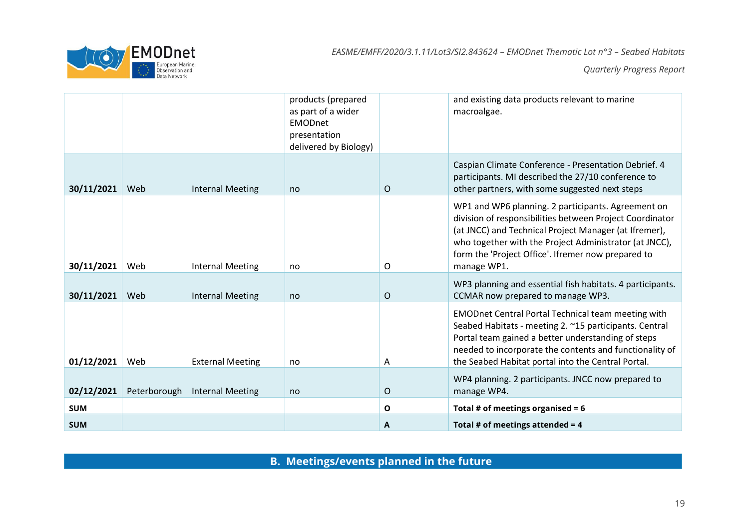| | | | products (prepared as part of a wider EMODnet presentation delivered by Biology) | | and existing data products relevant to marine macroalgae. |
|---|---|---|---|---|---|
| **30/11/2021** | Web | Internal Meeting | no | O | Caspian Climate Conference - Presentation Debrief. 4 participants. MI described the 27/10 conference to other partners, with some suggested next steps |
| **30/11/2021** | Web | Internal Meeting | no | O | WP1 and WP6 planning. 2 participants. Agreement on division of responsibilities between Project Coordinator (at JNCC) and Technical Project Manager (at Ifremer), who together with the Project Administrator (at JNCC), form the 'Project Office'. Ifremer now prepared to manage WP1. |
| **30/11/2021** | Web | Internal Meeting | no | O | WP3 planning and essential fish habitats. 4 participants. CCMAR now prepared to manage WP3. |
| **01/12/2021** | Web | External Meeting | no | A | EMODnet Central Portal Technical team meeting with Seabed Habitats - meeting 2. ~15 participants. Central Portal team gained a better understanding of steps needed to incorporate the contents and functionality of the Seabed Habitat portal into the Central Portal. |
| **02/12/2021** | Peterborough | Internal Meeting | no | O | WP4 planning. 2 participants. JNCC now prepared to manage WP4. |
| **SUM** | | | | **O** | **Total # of meetings organised = 6** |
| **SUM** | | | | **A** | **Total # of meetings attended = 4** |

## B. Meetings/events planned in the future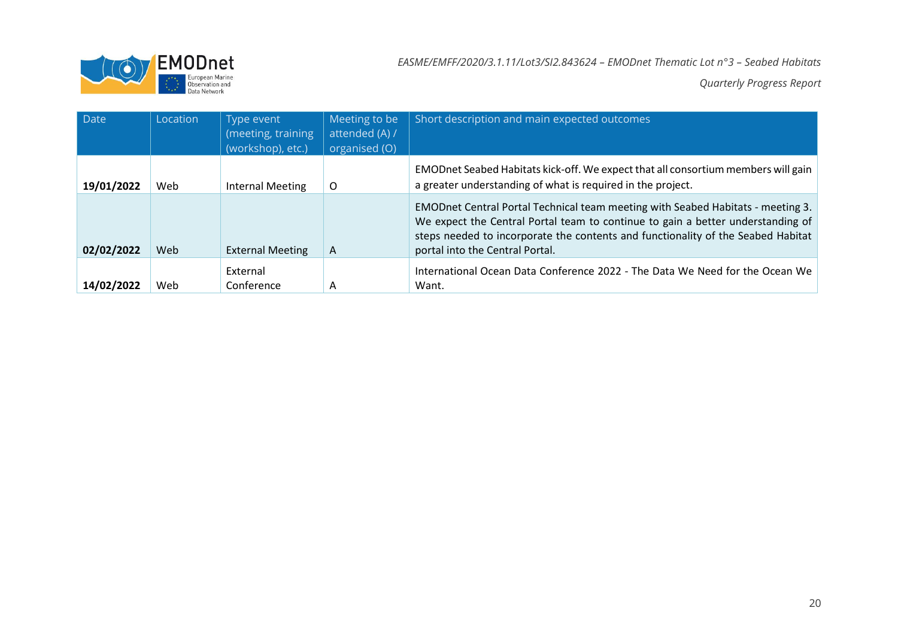| Date | Location | Type event (meeting, training (workshop), etc.) | Meeting to be attended (A) / organised (O) | Short description and main expected outcomes |
|---|---|---|---|---|
| **19/01/2022** | Web | Internal Meeting | O | EMODnet Seabed Habitats kick-off. We expect that all consortium members will gain a greater understanding of what is required in the project. |
| **02/02/2022** | Web | External Meeting | A | EMODnet Central Portal Technical team meeting with Seabed Habitats - meeting 3. We expect the Central Portal team to continue to gain a better understanding of steps needed to incorporate the contents and functionality of the Seabed Habitat portal into the Central Portal. |
| **14/02/2022** | Web | External Conference | A | International Ocean Data Conference 2022 - The Data We Need for the Ocean We Want. |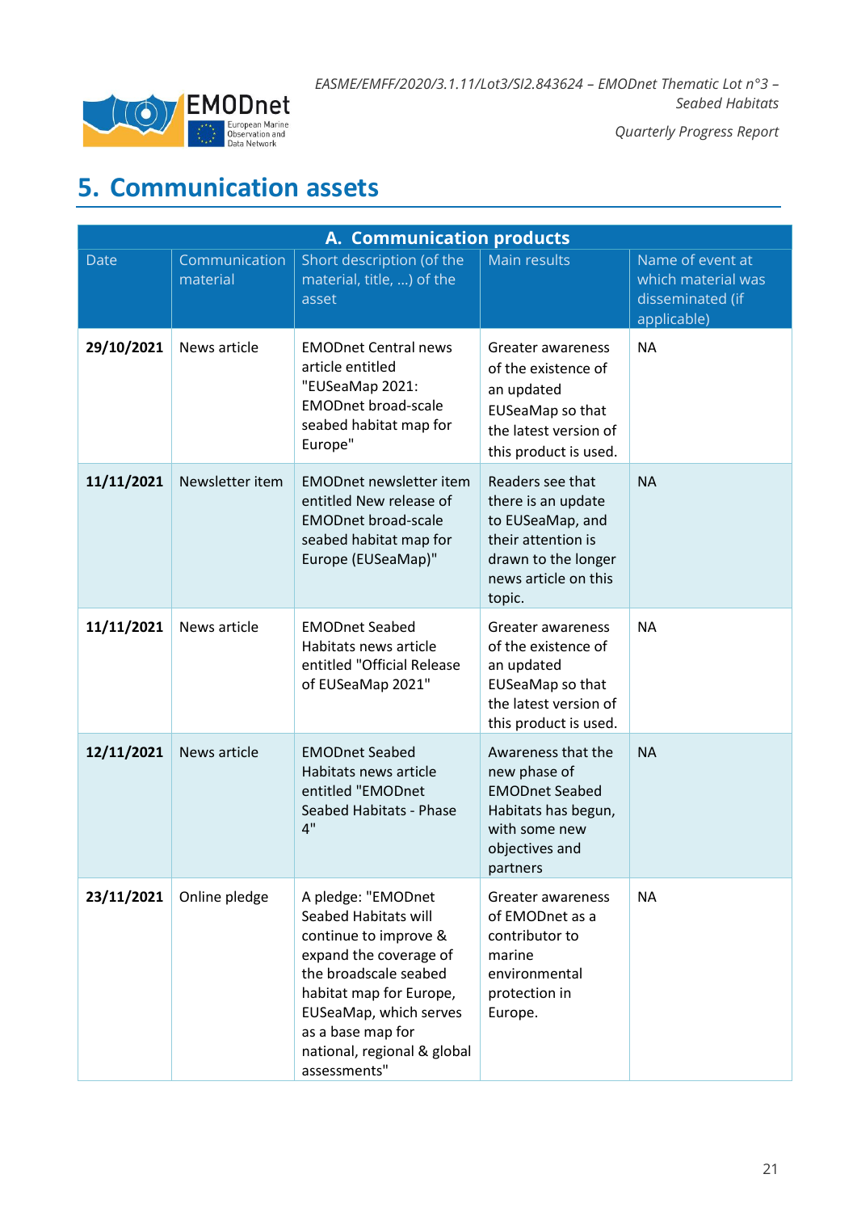# 5. Communication assets

| A. Communication products | | | | |
|---|---|---|---|---|
| Date | Communication material | Short description (of the material, title, ...) of the asset | Main results | Name of event at which material was disseminated (if applicable) |
| **29/10/2021** | News article | EMODnet Central news article entitled "EUSeaMap 2021: EMODnet broad-scale seabed habitat map for Europe" | Greater awareness of the existence of an updated EUSeaMap so that the latest version of this product is used. | NA |
| **11/11/2021** | Newsletter item | EMODnet newsletter item entitled New release of EMODnet broad-scale seabed habitat map for Europe (EUSeaMap)" | Readers see that there is an update to EUSeaMap, and their attention is drawn to the longer news article on this topic. | NA |
| **11/11/2021** | News article | EMODnet Seabed Habitats news article entitled "Official Release of EUSeaMap 2021" | Greater awareness of the existence of an updated EUSeaMap so that the latest version of this product is used. | NA |
| **12/11/2021** | News article | EMODnet Seabed Habitats news article entitled "EMODnet Seabed Habitats - Phase 4" | Awareness that the new phase of EMODnet Seabed Habitats has begun, with some new objectives and partners | NA |
| **23/11/2021** | Online pledge | A pledge: "EMODnet Seabed Habitats will continue to improve & expand the coverage of the broadscale seabed habitat map for Europe, EUSeaMap, which serves as a base map for national, regional & global assessments" | Greater awareness of EMODnet as a contributor to marine environmental protection in Europe. | NA |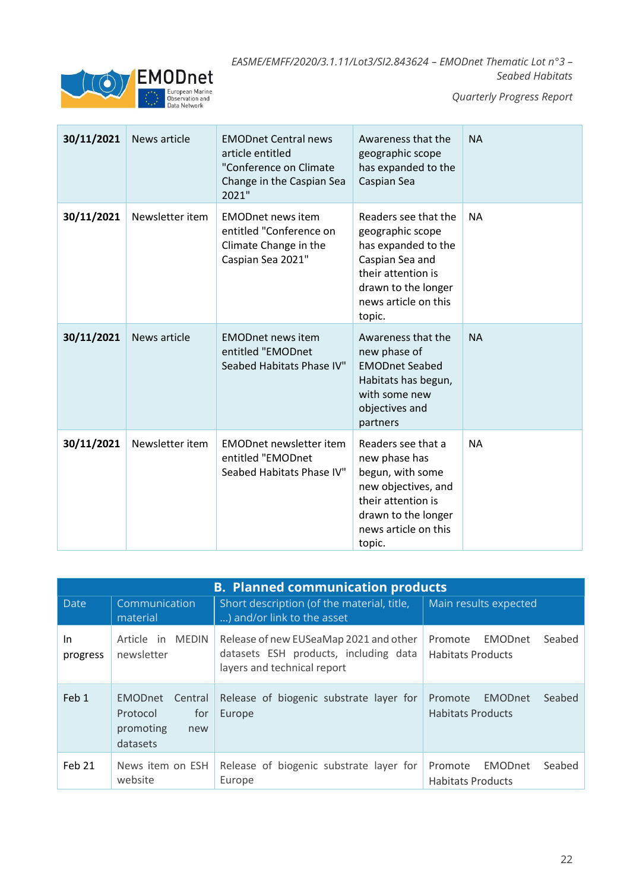| | | | | |
|---|---|---|---|---|
| **30/11/2021** | News article | EMODnet Central news article entitled "Conference on Climate Change in the Caspian Sea 2021" | Awareness that the geographic scope has expanded to the Caspian Sea | NA |
| **30/11/2021** | Newsletter item | EMODnet news item entitled "Conference on Climate Change in the Caspian Sea 2021" | Readers see that the geographic scope has expanded to the Caspian Sea and their attention is drawn to the longer news article on this topic. | NA |
| **30/11/2021** | News article | EMODnet news item entitled "EMODnet Seabed Habitats Phase IV" | Awareness that the new phase of EMODnet Seabed Habitats has begun, with some new objectives and partners | NA |
| **30/11/2021** | Newsletter item | EMODnet newsletter item entitled "EMODnet Seabed Habitats Phase IV" | Readers see that a new phase has begun, with some new objectives, and their attention is drawn to the longer news article on this topic. | NA |

| **B. Planned communication products** | | | |
|---|---|---|---|
| Date | Communication material | Short description (of the material, title, ...) and/or link to the asset | Main results expected |
| In progress | Article in MEDIN newsletter | Release of new EUSeaMap 2021 and other datasets ESH products, including data layers and technical report | Promote EMODnet Seabed Habitats Products |
| Feb 1 | EMODnet Central Protocol for promoting new datasets | Release of biogenic substrate layer for Europe | Promote EMODnet Seabed Habitats Products |
| Feb 21 | News item on ESH website | Release of biogenic substrate layer for Europe | Promote EMODnet Seabed Habitats Products |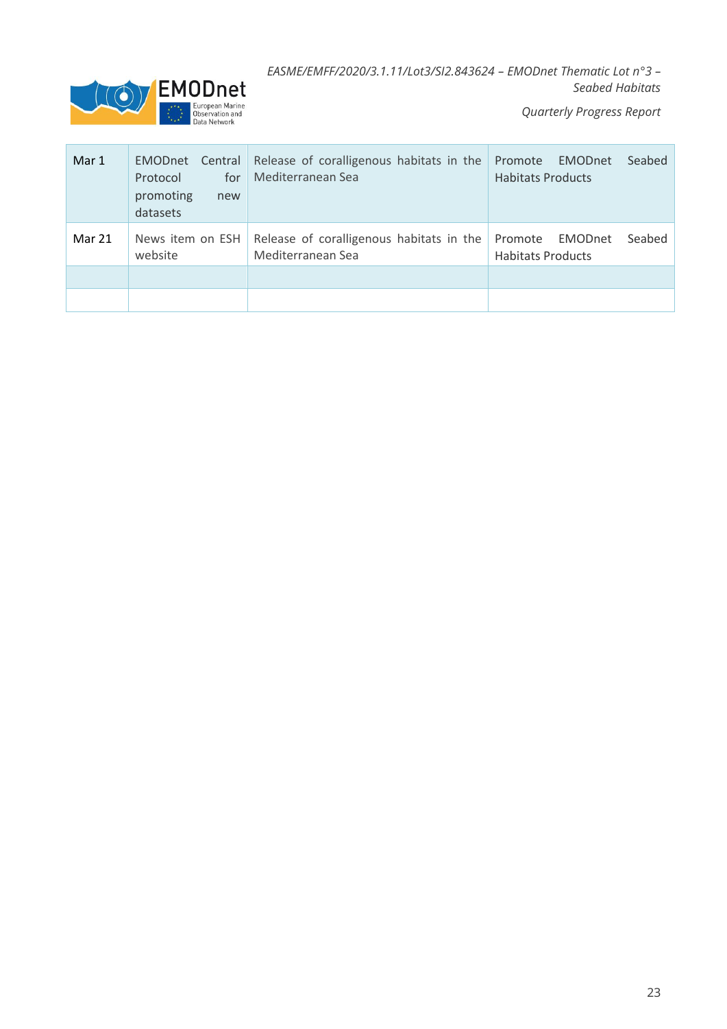| Mar 1 | EMODnet Central Protocol for promoting new datasets | Release of coralligenous habitats in the Mediterranean Sea | Promote EMODnet Seabed Habitats Products |
|---|---|---|---|
| Mar 21 | News item on ESH website | Release of coralligenous habitats in the Mediterranean Sea | Promote EMODnet Seabed Habitats Products |
| | | | |
| | | | |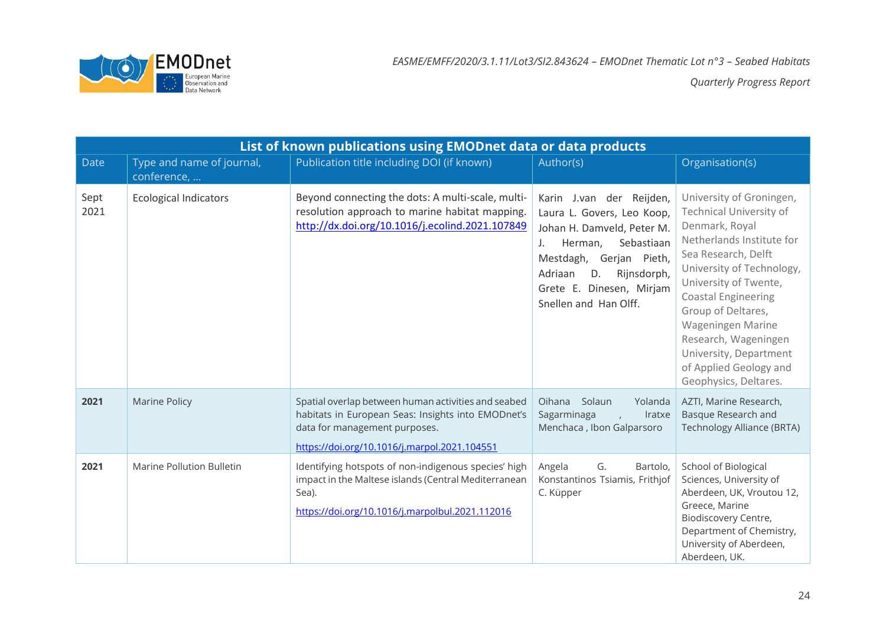| List of known publications using EMODnet data or data products | | | | |
|---|---|---|---|---|
| Date | Type and name of journal, conference, … | Publication title including DOI (if known) | Author(s) | Organisation(s) |
| Sept 2021 | Ecological Indicators | Beyond connecting the dots: A multi-scale, multi-resolution approach to marine habitat mapping. http://dx.doi.org/10.1016/j.ecolind.2021.107849 | Karin J.van der Reijden, Laura L. Govers, Leo Koop, Johan H. Damveld, Peter M. J. Herman, Sebastiaan Mestdagh, Gerjan Pieth, Adriaan D. Rijnsdorph, Grete E. Dinesen, Mirjam Snellen and Han Olff. | University of Groningen, Technical University of Denmark, Royal Netherlands Institute for Sea Research, Delft University of Technology, University of Twente, Coastal Engineering Group of Deltares, Wageningen Marine Research, Wageningen University, Department of Applied Geology and Geophysics, Deltares. |
| **2021** | Marine Policy | Spatial overlap between human activities and seabed habitats in European Seas: Insights into EMODnet's data for management purposes. https://doi.org/10.1016/j.marpol.2021.104551 | Oihana Solaun Yolanda Sagarminaga , Iratxe Menchaca , Ibon Galparsoro | AZTI, Marine Research, Basque Research and Technology Alliance (BRTA) |
| **2021** | Marine Pollution Bulletin | Identifying hotspots of non-indigenous species' high impact in the Maltese islands (Central Mediterranean Sea). https://doi.org/10.1016/j.marpolbul.2021.112016 | Angela G. Bartolo, Konstantinos Tsiamis, Frithjof C. Küpper | School of Biological Sciences, University of Aberdeen, UK, Vroutou 12, Greece, Marine Biodiscovery Centre, Department of Chemistry, University of Aberdeen, Aberdeen, UK. |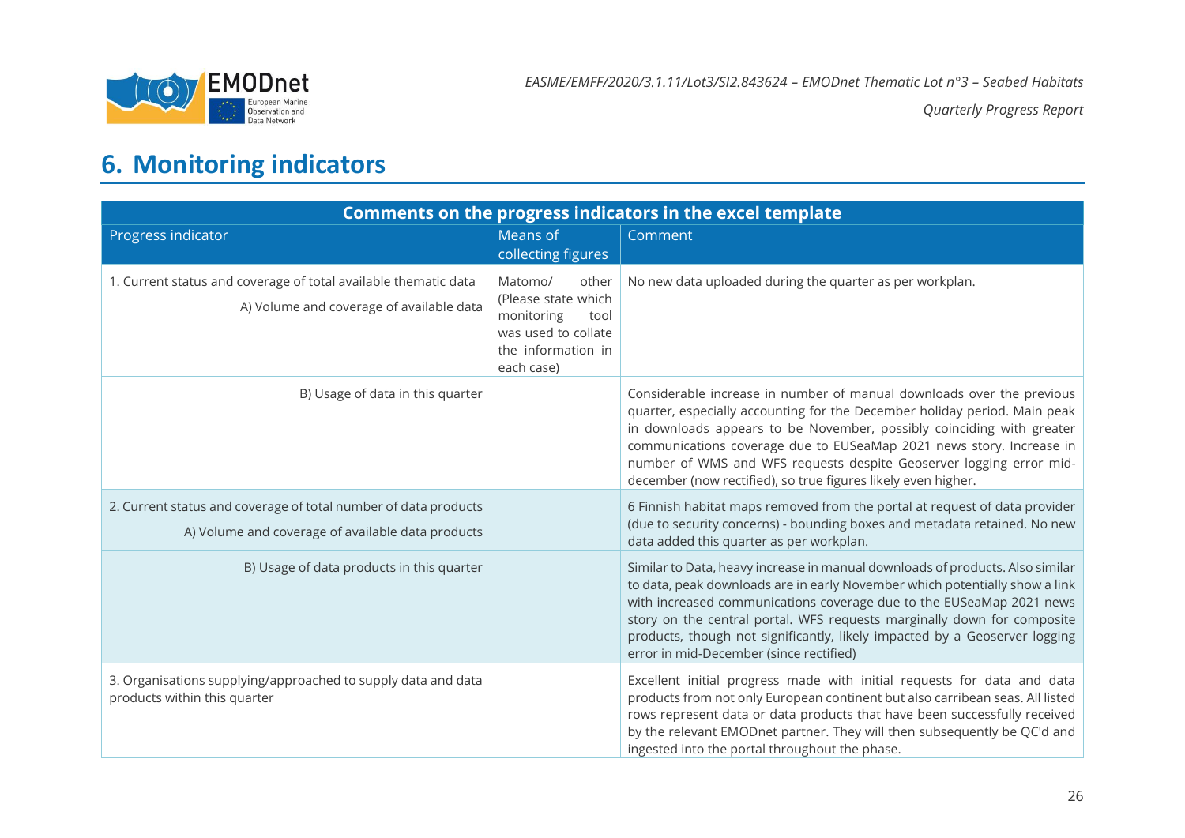# 6. Monitoring indicators

| Comments on the progress indicators in the excel template | | |
|---|---|---|
| Progress indicator | Means of collecting figures | Comment |
| 1. Current status and coverage of total available thematic data<br>A) Volume and coverage of available data | Matomo/ other (Please state which monitoring tool was used to collate the information in each case) | No new data uploaded during the quarter as per workplan. |
| B) Usage of data in this quarter | | Considerable increase in number of manual downloads over the previous quarter, especially accounting for the December holiday period. Main peak in downloads appears to be November, possibly coinciding with greater communications coverage due to EUSeaMap 2021 news story. Increase in number of WMS and WFS requests despite Geoserver logging error mid-december (now rectified), so true figures likely even higher. |
| 2. Current status and coverage of total number of data products<br>A) Volume and coverage of available data products | | 6 Finnish habitat maps removed from the portal at request of data provider (due to security concerns) - bounding boxes and metadata retained. No new data added this quarter as per workplan. |
| B) Usage of data products in this quarter | | Similar to Data, heavy increase in manual downloads of products. Also similar to data, peak downloads are in early November which potentially show a link with increased communications coverage due to the EUSeaMap 2021 news story on the central portal. WFS requests marginally down for composite products, though not significantly, likely impacted by a Geoserver logging error in mid-December (since rectified) |
| 3. Organisations supplying/approached to supply data and data products within this quarter | | Excellent initial progress made with initial requests for data and data products from not only European continent but also carribean seas. All listed rows represent data or data products that have been successfully received by the relevant EMODnet partner. They will then subsequently be QC'd and ingested into the portal throughout the phase. |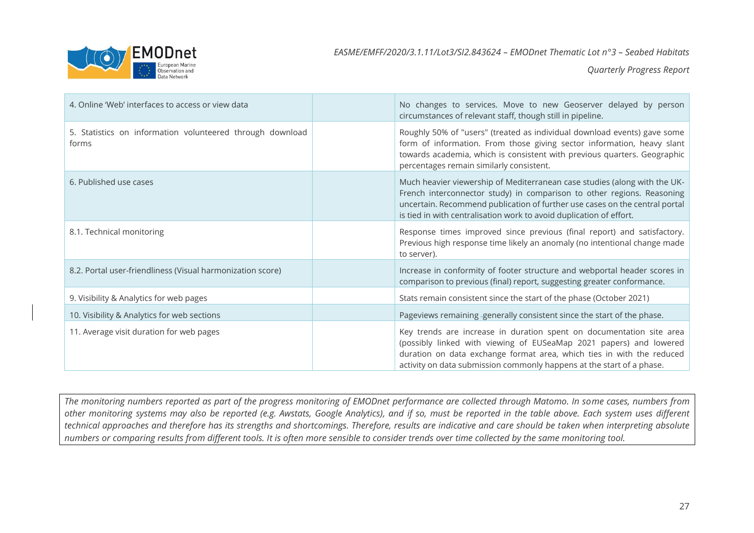| | | |
|---|---|---|
| 4. Online 'Web' interfaces to access or view data | | No changes to services. Move to new Geoserver delayed by person circumstances of relevant staff, though still in pipeline. |
| 5. Statistics on information volunteered through download forms | | Roughly 50% of "users" (treated as individual download events) gave some form of information. From those giving sector information, heavy slant towards academia, which is consistent with previous quarters. Geographic percentages remain similarly consistent. |
| 6. Published use cases | | Much heavier viewership of Mediterranean case studies (along with the UK-French interconnector study) in comparison to other regions. Reasoning uncertain. Recommend publication of further use cases on the central portal is tied in with centralisation work to avoid duplication of effort. |
| 8.1. Technical monitoring | | Response times improved since previous (final report) and satisfactory. Previous high response time likely an anomaly (no intentional change made to server). |
| 8.2. Portal user-friendliness (Visual harmonization score) | | Increase in conformity of footer structure and webportal header scores in comparison to previous (final) report, suggesting greater conformance. |
| 9. Visibility & Analytics for web pages | | Stats remain consistent since the start of the phase (October 2021) |
| 10. Visibility & Analytics for web sections | | Pageviews remaining generally consistent since the start of the phase. |
| 11. Average visit duration for web pages | | Key trends are increase in duration spent on documentation site area (possibly linked with viewing of EUSeaMap 2021 papers) and lowered duration on data exchange format area, which ties in with the reduced activity on data submission commonly happens at the start of a phase. |

*The monitoring numbers reported as part of the progress monitoring of EMODnet performance are collected through Matomo. In some cases, numbers from other monitoring systems may also be reported (e.g. Awstats, Google Analytics), and if so, must be reported in the table above. Each system uses different technical approaches and therefore has its strengths and shortcomings. Therefore, results are indicative and care should be taken when interpreting absolute numbers or comparing results from different tools. It is often more sensible to consider trends over time collected by the same monitoring tool.*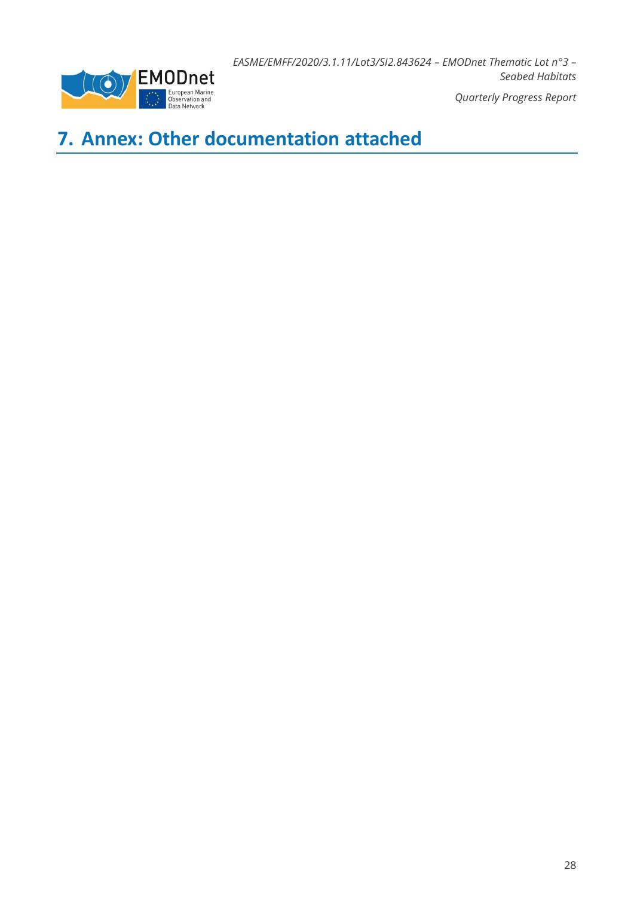# 7. Annex: Other documentation attached